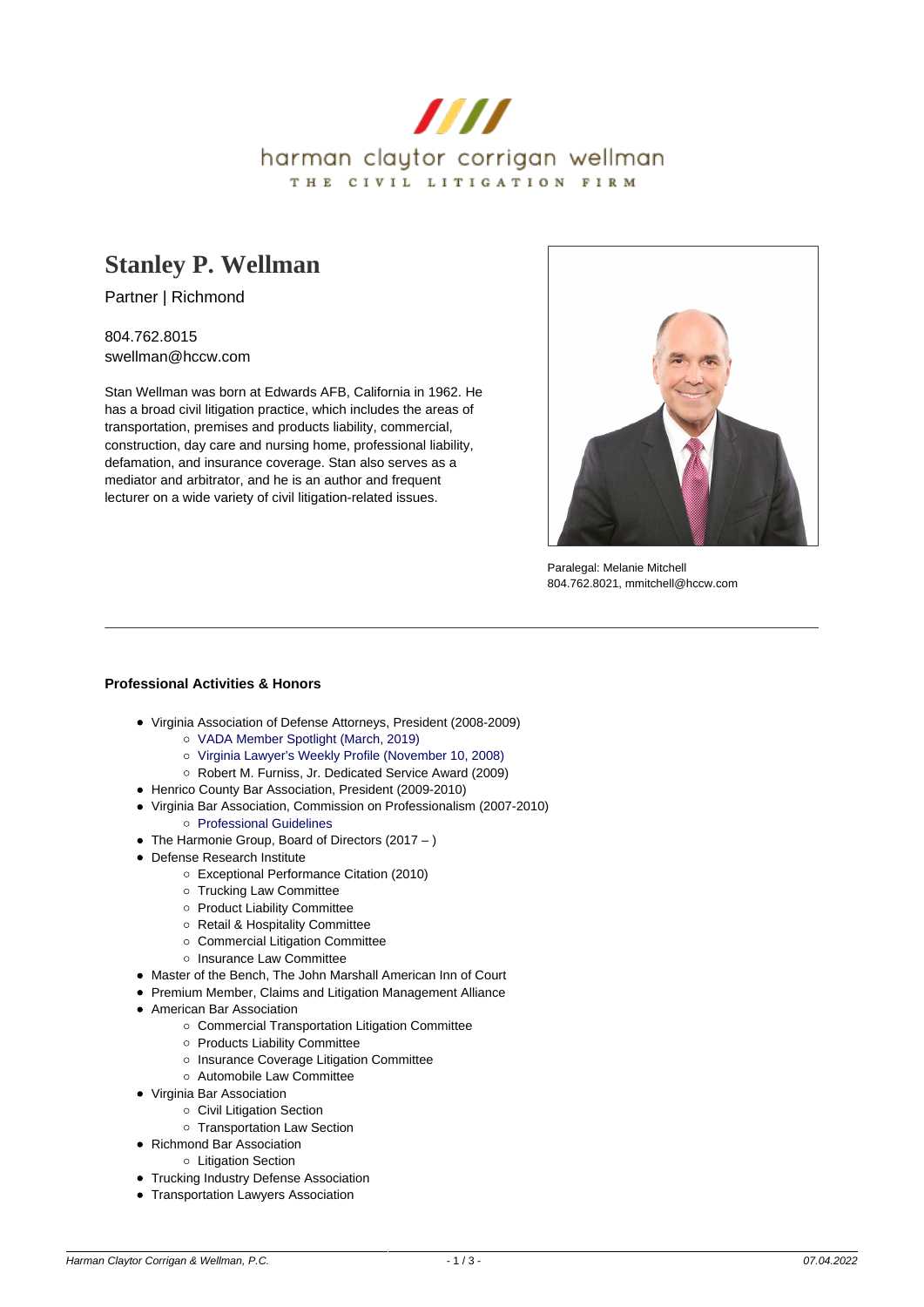harman claytor corrigan wellman

THE CIVIL LITIGATION FIRM

# Stanley P. Wellman

Partner | Richmond

804.762.8015
swellman@hccw.com

Stan Wellman was born at Edwards AFB, California in 1962. He has a broad civil litigation practice, which includes the areas of transportation, premises and products liability, commercial, construction, day care and nursing home, professional liability, defamation, and insurance coverage. Stan also serves as a mediator and arbitrator, and he is an author and frequent lecturer on a wide variety of civil litigation-related issues.

Paralegal: Melanie Mitchell
804.762.8021, mmitchell@hccw.com

---

### Professional Activities & Honors

- Virginia Association of Defense Attorneys, President (2008-2009)
  - VADA Member Spotlight (March, 2019)
  - Virginia Lawyer's Weekly Profile (November 10, 2008)
  - Robert M. Furniss, Jr. Dedicated Service Award (2009)
- Henrico County Bar Association, President (2009-2010)
- Virginia Bar Association, Commission on Professionalism (2007-2010)
  - Professional Guidelines
- The Harmonie Group, Board of Directors (2017 – )
- Defense Research Institute
  - Exceptional Performance Citation (2010)
  - Trucking Law Committee
  - Product Liability Committee
  - Retail & Hospitality Committee
  - Commercial Litigation Committee
  - Insurance Law Committee
- Master of the Bench, The John Marshall American Inn of Court
- Premium Member, Claims and Litigation Management Alliance
- American Bar Association
  - Commercial Transportation Litigation Committee
  - Products Liability Committee
  - Insurance Coverage Litigation Committee
  - Automobile Law Committee
- Virginia Bar Association
  - Civil Litigation Section
  - Transportation Law Section
- Richmond Bar Association
  - Litigation Section
- Trucking Industry Defense Association
- Transportation Lawyers Association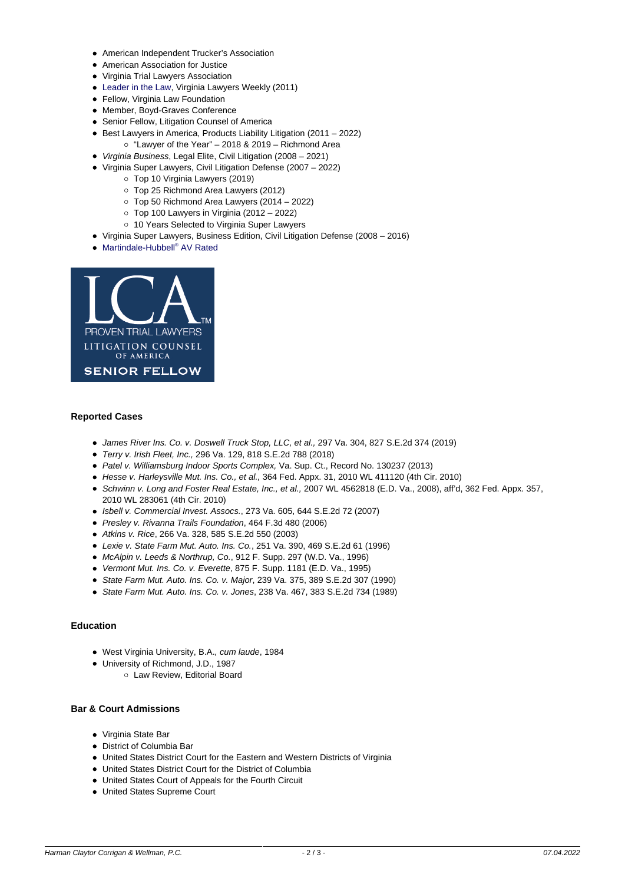- American Independent Trucker's Association
- American Association for Justice
- Virginia Trial Lawyers Association
- Leader in the Law, Virginia Lawyers Weekly (2011)
- Fellow, Virginia Law Foundation
- Member, Boyd-Graves Conference
- Senior Fellow, Litigation Counsel of America
- Best Lawyers in America, Products Liability Litigation (2011 – 2022)
  - "Lawyer of the Year" – 2018 & 2019 – Richmond Area
- *Virginia Business*, Legal Elite, Civil Litigation (2008 – 2021)
- Virginia Super Lawyers, Civil Litigation Defense (2007 – 2022)
  - Top 10 Virginia Lawyers (2019)
  - Top 25 Richmond Area Lawyers (2012)
  - Top 50 Richmond Area Lawyers (2014 – 2022)
  - Top 100 Lawyers in Virginia (2012 – 2022)
  - 10 Years Selected to Virginia Super Lawyers
- Virginia Super Lawyers, Business Edition, Civil Litigation Defense (2008 – 2016)
- Martindale-Hubbell® AV Rated

LCA™
PROVEN TRIAL LAWYERS
LITIGATION COUNSEL OF AMERICA
SENIOR FELLOW

### Reported Cases

- *James River Ins. Co. v. Doswell Truck Stop, LLC, et al.,* 297 Va. 304, 827 S.E.2d 374 (2019)
- *Terry v. Irish Fleet, Inc.,* 296 Va. 129, 818 S.E.2d 788 (2018)
- *Patel v. Williamsburg Indoor Sports Complex,* Va. Sup. Ct., Record No. 130237 (2013)
- *Hesse v. Harleysville Mut. Ins. Co., et al.,* 364 Fed. Appx. 31, 2010 WL 411120 (4th Cir. 2010)
- *Schwinn v. Long and Foster Real Estate, Inc., et al.,* 2007 WL 4562818 (E.D. Va., 2008), aff'd, 362 Fed. Appx. 357, 2010 WL 283061 (4th Cir. 2010)
- *Isbell v. Commercial Invest. Assocs.*, 273 Va. 605, 644 S.E.2d 72 (2007)
- *Presley v. Rivanna Trails Foundation*, 464 F.3d 480 (2006)
- *Atkins v. Rice*, 266 Va. 328, 585 S.E.2d 550 (2003)
- *Lexie v. State Farm Mut. Auto. Ins. Co.*, 251 Va. 390, 469 S.E.2d 61 (1996)
- *McAlpin v. Leeds & Northrup, Co.*, 912 F. Supp. 297 (W.D. Va., 1996)
- *Vermont Mut. Ins. Co. v. Everette*, 875 F. Supp. 1181 (E.D. Va., 1995)
- *State Farm Mut. Auto. Ins. Co. v. Major*, 239 Va. 375, 389 S.E.2d 307 (1990)
- *State Farm Mut. Auto. Ins. Co. v. Jones*, 238 Va. 467, 383 S.E.2d 734 (1989)

### Education

- West Virginia University, B.A., *cum laude*, 1984
- University of Richmond, J.D., 1987
  - Law Review, Editorial Board

### Bar & Court Admissions

- Virginia State Bar
- District of Columbia Bar
- United States District Court for the Eastern and Western Districts of Virginia
- United States District Court for the District of Columbia
- United States Court of Appeals for the Fourth Circuit
- United States Supreme Court